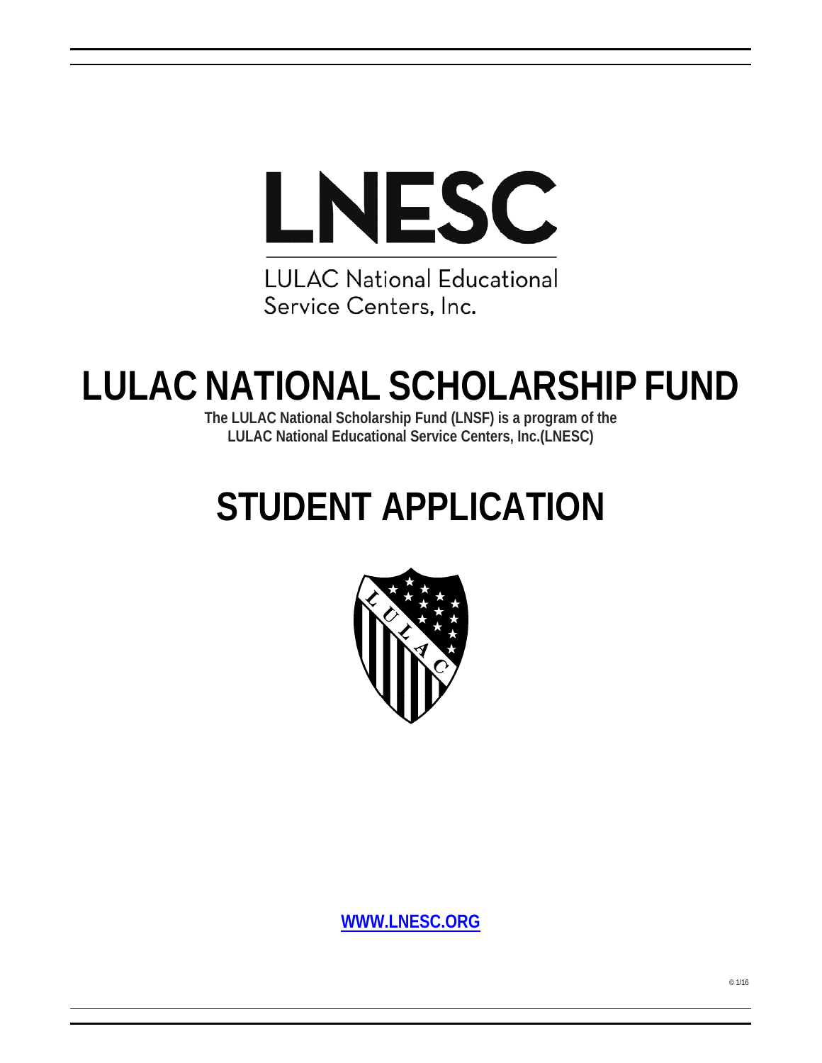LNESC

LULAC National Educational Service Centers, Inc.

# LULAC NATIONAL SCHOLARSHIP FUND

**The LULAC National Scholarship Fund (LNSF) is a program of the LULAC National Educational Service Centers, Inc.(LNESC)**

# STUDENT APPLICATION

**WWW.LNESC.ORG**

© 1/16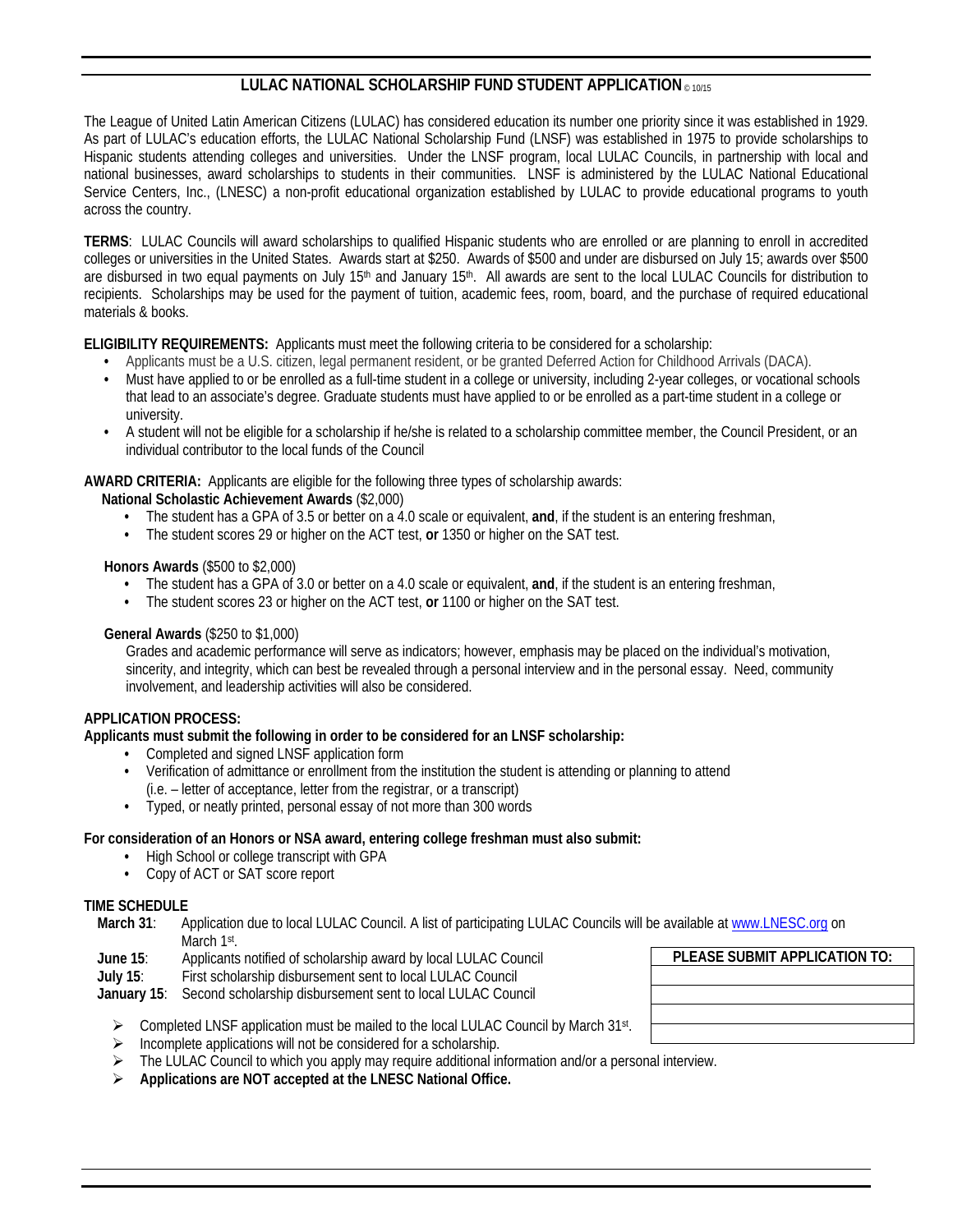# LULAC NATIONAL SCHOLARSHIP FUND STUDENT APPLICATION © 10/15

The League of United Latin American Citizens (LULAC) has considered education its number one priority since it was established in 1929. As part of LULAC's education efforts, the LULAC National Scholarship Fund (LNSF) was established in 1975 to provide scholarships to Hispanic students attending colleges and universities. Under the LNSF program, local LULAC Councils, in partnership with local and national businesses, award scholarships to students in their communities. LNSF is administered by the LULAC National Educational Service Centers, Inc., (LNESC) a non-profit educational organization established by LULAC to provide educational programs to youth across the country.

**TERMS**: LULAC Councils will award scholarships to qualified Hispanic students who are enrolled or are planning to enroll in accredited colleges or universities in the United States. Awards start at $250. Awards of $500 and under are disbursed on July 15; awards over $500 are disbursed in two equal payments on July 15th and January 15th. All awards are sent to the local LULAC Councils for distribution to recipients. Scholarships may be used for the payment of tuition, academic fees, room, board, and the purchase of required educational materials & books.

**ELIGIBILITY REQUIREMENTS:** Applicants must meet the following criteria to be considered for a scholarship:

- Applicants must be a U.S. citizen, legal permanent resident, or be granted Deferred Action for Childhood Arrivals (DACA).
- Must have applied to or be enrolled as a full-time student in a college or university, including 2-year colleges, or vocational schools that lead to an associate's degree. Graduate students must have applied to or be enrolled as a part-time student in a college or university.
- A student will not be eligible for a scholarship if he/she is related to a scholarship committee member, the Council President, or an individual contributor to the local funds of the Council

**AWARD CRITERIA:** Applicants are eligible for the following three types of scholarship awards:

**National Scholastic Achievement Awards** ($2,000)

- The student has a GPA of 3.5 or better on a 4.0 scale or equivalent, **and**, if the student is an entering freshman,
- The student scores 29 or higher on the ACT test, **or** 1350 or higher on the SAT test.

**Honors Awards** ($500 to $2,000)

- The student has a GPA of 3.0 or better on a 4.0 scale or equivalent, **and**, if the student is an entering freshman,
- The student scores 23 or higher on the ACT test, **or** 1100 or higher on the SAT test.

**General Awards** ($250 to $1,000)

Grades and academic performance will serve as indicators; however, emphasis may be placed on the individual's motivation, sincerity, and integrity, which can best be revealed through a personal interview and in the personal essay. Need, community involvement, and leadership activities will also be considered.

**APPLICATION PROCESS:**

**Applicants must submit the following in order to be considered for an LNSF scholarship:**

- Completed and signed LNSF application form
- Verification of admittance or enrollment from the institution the student is attending or planning to attend (i.e. – letter of acceptance, letter from the registrar, or a transcript)
- Typed, or neatly printed, personal essay of not more than 300 words

**For consideration of an Honors or NSA award, entering college freshman must also submit:**

- High School or college transcript with GPA
- Copy of ACT or SAT score report

**TIME SCHEDULE**

**March 31**: Application due to local LULAC Council. A list of participating LULAC Councils will be available at www.LNESC.org on March 1st.
**June 15**: Applicants notified of scholarship award by local LULAC Council
**July 15**: First scholarship disbursement sent to local LULAC Council
**January 15**: Second scholarship disbursement sent to local LULAC Council

| PLEASE SUBMIT APPLICATION TO: |
| --- |
| |
| |
| |
| |

- Completed LNSF application must be mailed to the local LULAC Council by March 31st.
- Incomplete applications will not be considered for a scholarship.
- The LULAC Council to which you apply may require additional information and/or a personal interview.
- **Applications are NOT accepted at the LNESC National Office.**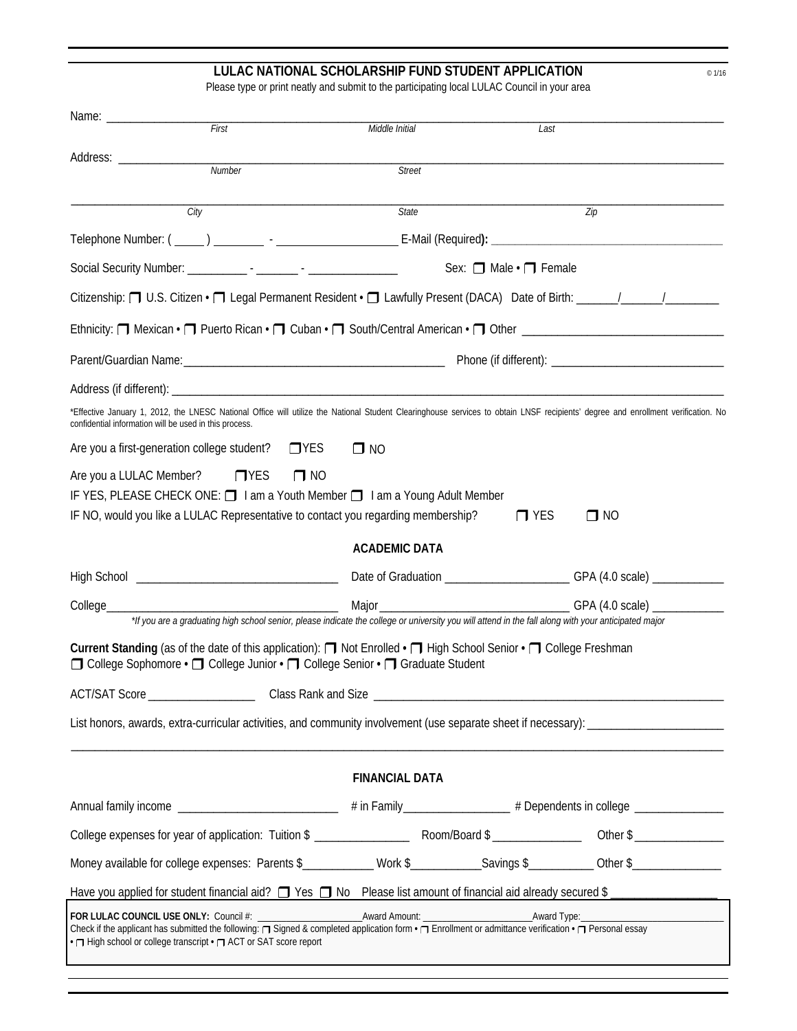## LULAC NATIONAL SCHOLARSHIP FUND STUDENT APPLICATION

© 1/16

Please type or print neatly and submit to the participating local LULAC Council in your area

Name: ______________________________________________________________________________
*First* *Middle Initial* *Last*

Address: ____________________________________________________________________________
*Number* *Street*

____________________________________________________________________________________
*City* *State* *Zip*

Telephone Number: ( _____ ) ________ - __________________ E-Mail (Required**):** ______________________________

Social Security Number: _________ - _______ - ______________ Sex: ☐ Male • ☐ Female

Citizenship: ☐ U.S. Citizen • ☐ Legal Permanent Resident • ☐ Lawfully Present (DACA) Date of Birth: ______/______/________

Ethnicity: ☐ Mexican • ☐ Puerto Rican • ☐ Cuban • ☐ South/Central American • ☐ Other ____________________________

Parent/Guardian Name:____________________________________ Phone (if different): __________________________

Address (if different): _______________________________________________________________________________

*Effective January 1, 2012, the LNESC National Office will utilize the National Student Clearinghouse services to obtain LNSF recipients' degree and enrollment verification. No confidential information will be used in this process.

Are you a first-generation college student? ☐YES ☐ NO

Are you a LULAC Member? ☐YES ☐ NO

IF YES, PLEASE CHECK ONE: ☐ I am a Youth Member ☐ I am a Young Adult Member

IF NO, would you like a LULAC Representative to contact you regarding membership? ☐ YES ☐ NO

### ACADEMIC DATA

High School ______________________________ Date of Graduation __________________ GPA (4.0 scale) __________

College__________________________________ Major ____________________________ GPA (4.0 scale) __________

*\*If you are a graduating high school senior, please indicate the college or university you will attend in the fall along with your anticipated major*

**Current Standing** (as of the date of this application): ☐ Not Enrolled • ☐ High School Senior • ☐ College Freshman
☐ College Sophomore • ☐ College Junior • ☐ College Senior • ☐ Graduate Student

ACT/SAT Score ________________ Class Rank and Size ______________________________________________________

List honors, awards, extra-curricular activities, and community involvement (use separate sheet if necessary): ____________________

____________________________________________________________________________________

### FINANCIAL DATA

Annual family income ________________________ # in Family________________ # Dependents in college _____________

College expenses for year of application: Tuition $ ______________ Room/Board $ ______________ Other $ ______________

Money available for college expenses: Parents $___________ Work $___________Savings $__________ Other $______________

Have you applied for student financial aid? ☐ Yes ☐ No Please list amount of financial aid already secured $ ______________

**FOR LULAC COUNCIL USE ONLY:** Council #: ____________________Award Amount: ____________________Award Type:_________________________

Check if the applicant has submitted the following: ☐ Signed & completed application form • ☐ Enrollment or admittance verification • ☐ Personal essay • ☐ High school or college transcript • ☐ ACT or SAT score report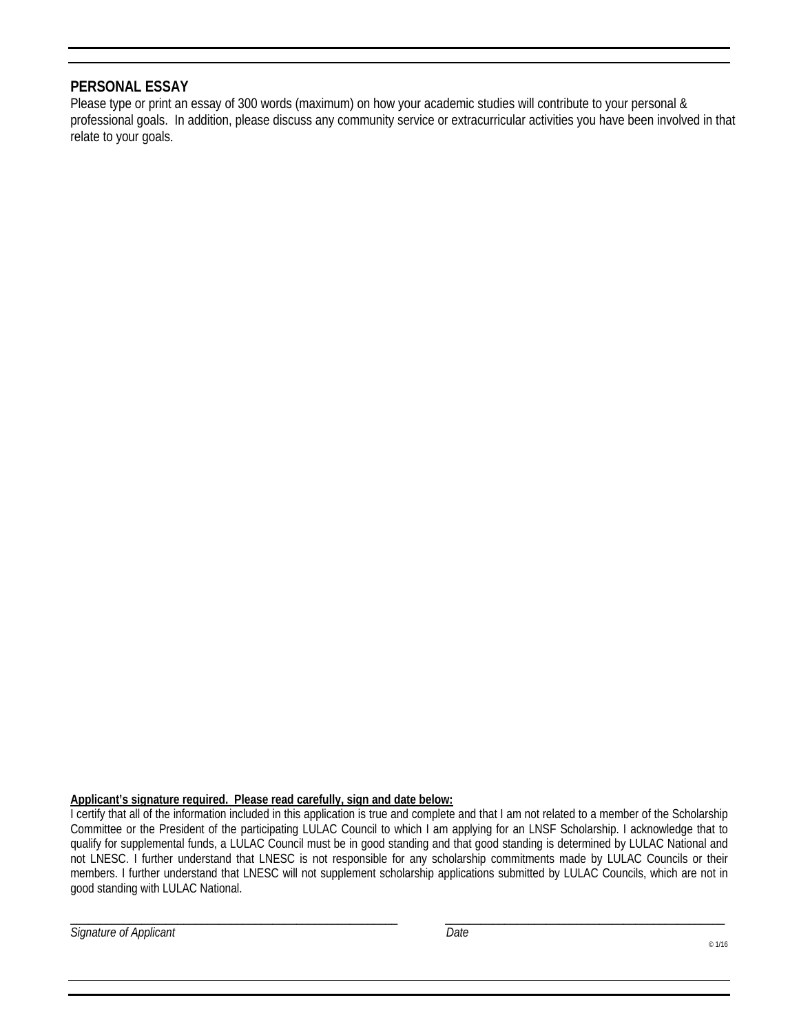## PERSONAL ESSAY

Please type or print an essay of 300 words (maximum) on how your academic studies will contribute to your personal & professional goals. In addition, please discuss any community service or extracurricular activities you have been involved in that relate to your goals.

**Applicant's signature required. Please read carefully, sign and date below:**

I certify that all of the information included in this application is true and complete and that I am not related to a member of the Scholarship Committee or the President of the participating LULAC Council to which I am applying for an LNSF Scholarship. I acknowledge that to qualify for supplemental funds, a LULAC Council must be in good standing and that good standing is determined by LULAC National and not LNESC. I further understand that LNESC is not responsible for any scholarship commitments made by LULAC Councils or their members. I further understand that LNESC will not supplement scholarship applications submitted by LULAC Councils, which are not in good standing with LULAC National.

\_\_\_\_\_\_\_\_\_\_\_\_\_\_\_\_\_\_\_\_\_\_\_\_\_\_\_\_\_\_\_\_\_\_\_\_\_\_\_\_ \_\_\_\_\_\_\_\_\_\_\_\_\_\_\_\_\_\_\_\_\_\_\_\_\_\_\_\_\_\_\_\_\_\_\_\_\_\_\_\_

*Signature of Applicant* *Date*

© 1/16